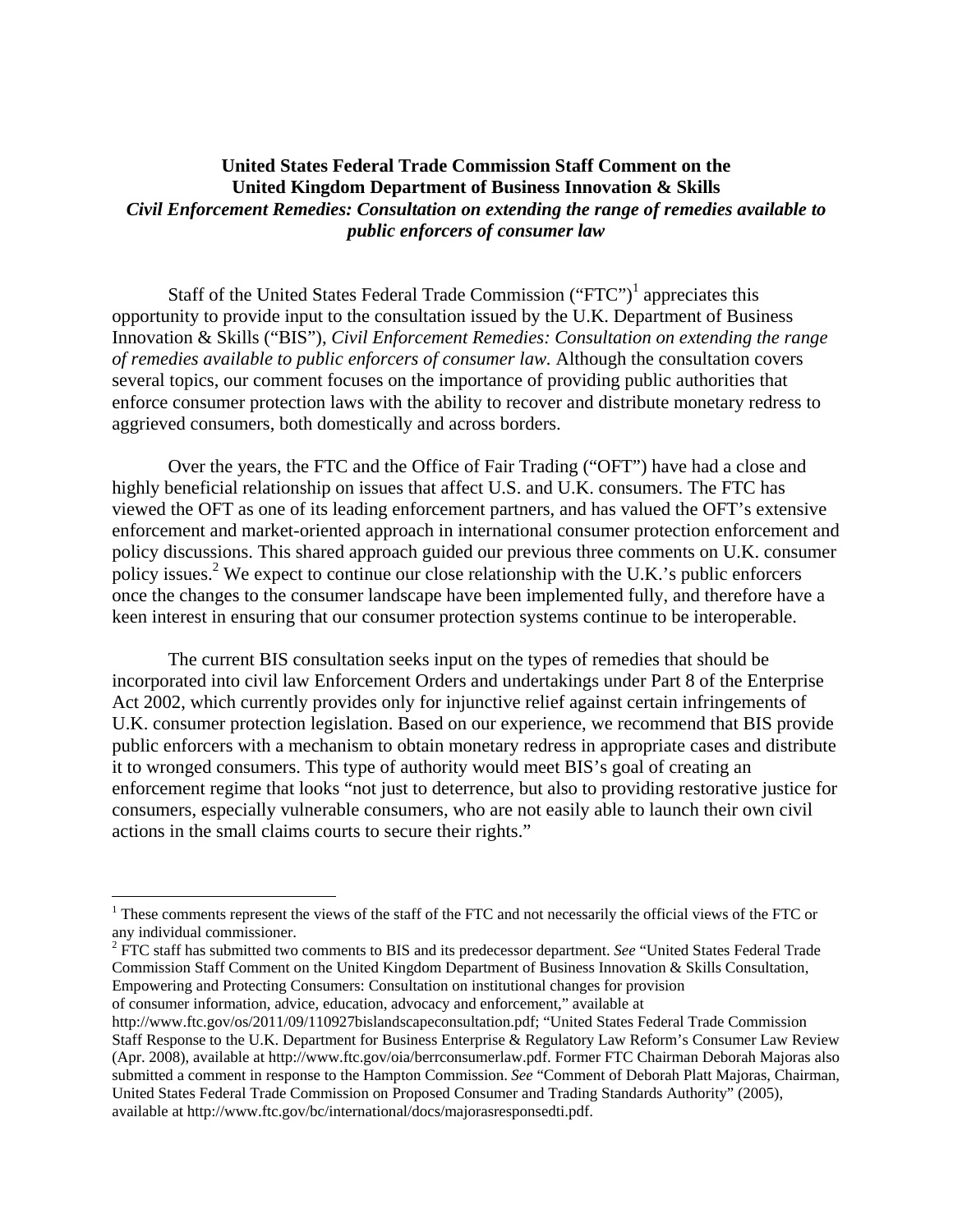**United States Federal Trade Commission Staff Comment on the United Kingdom Department of Business Innovation & Skills**
***Civil Enforcement Remedies: Consultation on extending the range of remedies available to public enforcers of consumer law***

Staff of the United States Federal Trade Commission ("FTC")[1] appreciates this opportunity to provide input to the consultation issued by the U.K. Department of Business Innovation & Skills ("BIS"), *Civil Enforcement Remedies: Consultation on extending the range of remedies available to public enforcers of consumer law.* Although the consultation covers several topics, our comment focuses on the importance of providing public authorities that enforce consumer protection laws with the ability to recover and distribute monetary redress to aggrieved consumers, both domestically and across borders.

Over the years, the FTC and the Office of Fair Trading ("OFT") have had a close and highly beneficial relationship on issues that affect U.S. and U.K. consumers. The FTC has viewed the OFT as one of its leading enforcement partners, and has valued the OFT's extensive enforcement and market-oriented approach in international consumer protection enforcement and policy discussions. This shared approach guided our previous three comments on U.K. consumer policy issues.[2] We expect to continue our close relationship with the U.K.'s public enforcers once the changes to the consumer landscape have been implemented fully, and therefore have a keen interest in ensuring that our consumer protection systems continue to be interoperable.

The current BIS consultation seeks input on the types of remedies that should be incorporated into civil law Enforcement Orders and undertakings under Part 8 of the Enterprise Act 2002, which currently provides only for injunctive relief against certain infringements of U.K. consumer protection legislation. Based on our experience, we recommend that BIS provide public enforcers with a mechanism to obtain monetary redress in appropriate cases and distribute it to wronged consumers. This type of authority would meet BIS's goal of creating an enforcement regime that looks "not just to deterrence, but also to providing restorative justice for consumers, especially vulnerable consumers, who are not easily able to launch their own civil actions in the small claims courts to secure their rights."

---

[1] These comments represent the views of the staff of the FTC and not necessarily the official views of the FTC or any individual commissioner.

[2] FTC staff has submitted two comments to BIS and its predecessor department. *See* "United States Federal Trade Commission Staff Comment on the United Kingdom Department of Business Innovation & Skills Consultation, Empowering and Protecting Consumers: Consultation on institutional changes for provision of consumer information, advice, education, advocacy and enforcement," available at http://www.ftc.gov/os/2011/09/110927bislandscapeconsultation.pdf; "United States Federal Trade Commission Staff Response to the U.K. Department for Business Enterprise & Regulatory Law Reform's Consumer Law Review (Apr. 2008), available at http://www.ftc.gov/oia/berrconsumerlaw.pdf. Former FTC Chairman Deborah Majoras also submitted a comment in response to the Hampton Commission. *See* "Comment of Deborah Platt Majoras, Chairman, United States Federal Trade Commission on Proposed Consumer and Trading Standards Authority" (2005), available at http://www.ftc.gov/bc/international/docs/majorasresponsedti.pdf.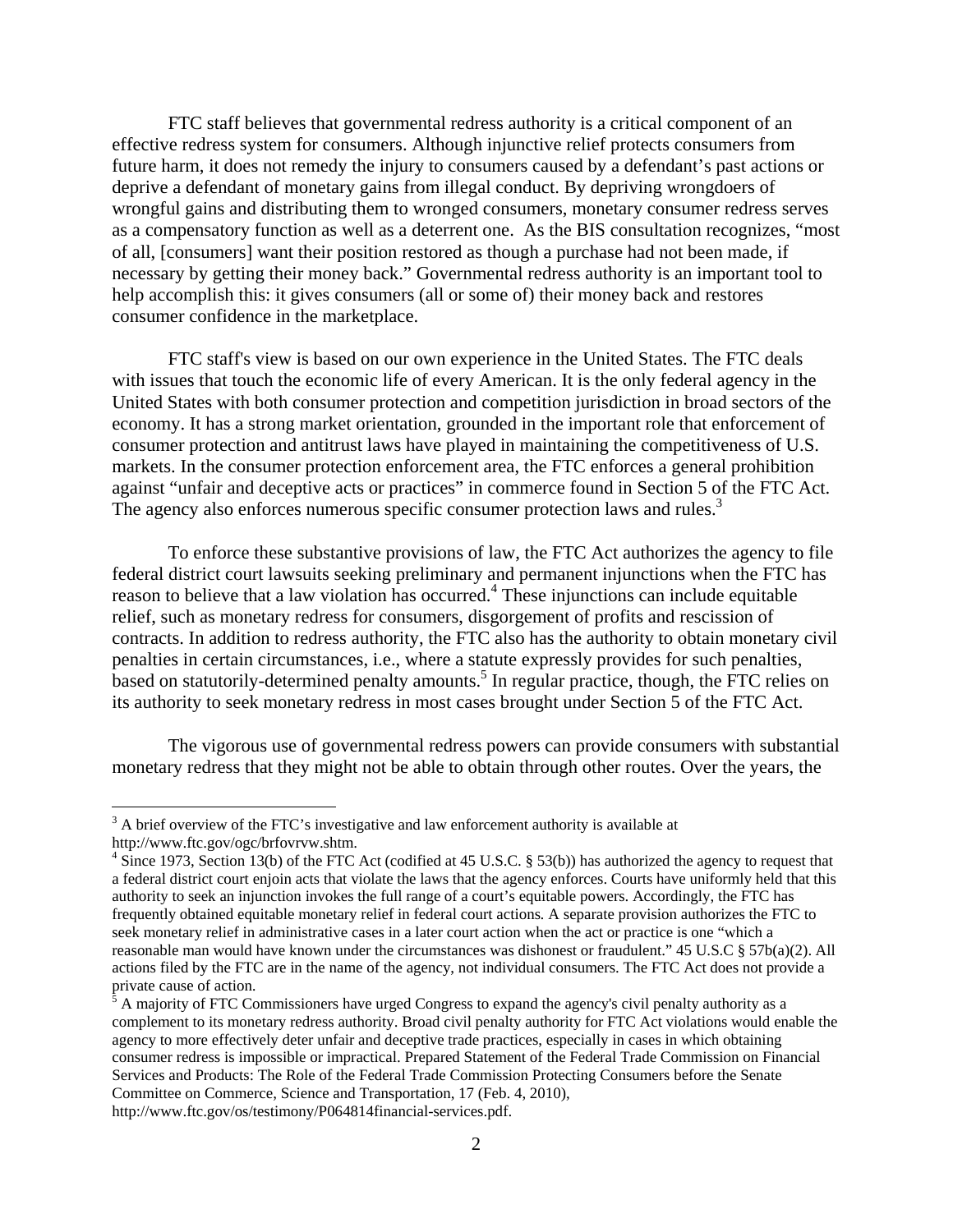FTC staff believes that governmental redress authority is a critical component of an effective redress system for consumers. Although injunctive relief protects consumers from future harm, it does not remedy the injury to consumers caused by a defendant's past actions or deprive a defendant of monetary gains from illegal conduct. By depriving wrongdoers of wrongful gains and distributing them to wronged consumers, monetary consumer redress serves as a compensatory function as well as a deterrent one. As the BIS consultation recognizes, "most of all, [consumers] want their position restored as though a purchase had not been made, if necessary by getting their money back." Governmental redress authority is an important tool to help accomplish this: it gives consumers (all or some of) their money back and restores consumer confidence in the marketplace.

FTC staff's view is based on our own experience in the United States. The FTC deals with issues that touch the economic life of every American. It is the only federal agency in the United States with both consumer protection and competition jurisdiction in broad sectors of the economy. It has a strong market orientation, grounded in the important role that enforcement of consumer protection and antitrust laws have played in maintaining the competitiveness of U.S. markets. In the consumer protection enforcement area, the FTC enforces a general prohibition against "unfair and deceptive acts or practices" in commerce found in Section 5 of the FTC Act. The agency also enforces numerous specific consumer protection laws and rules.[3]

To enforce these substantive provisions of law, the FTC Act authorizes the agency to file federal district court lawsuits seeking preliminary and permanent injunctions when the FTC has reason to believe that a law violation has occurred.[4] These injunctions can include equitable relief, such as monetary redress for consumers, disgorgement of profits and rescission of contracts. In addition to redress authority, the FTC also has the authority to obtain monetary civil penalties in certain circumstances, i.e., where a statute expressly provides for such penalties, based on statutorily-determined penalty amounts.[5] In regular practice, though, the FTC relies on its authority to seek monetary redress in most cases brought under Section 5 of the FTC Act.

The vigorous use of governmental redress powers can provide consumers with substantial monetary redress that they might not be able to obtain through other routes. Over the years, the

---

[3] A brief overview of the FTC's investigative and law enforcement authority is available at http://www.ftc.gov/ogc/brfovrvw.shtm.

[4] Since 1973, Section 13(b) of the FTC Act (codified at 45 U.S.C. § 53(b)) has authorized the agency to request that a federal district court enjoin acts that violate the laws that the agency enforces. Courts have uniformly held that this authority to seek an injunction invokes the full range of a court's equitable powers. Accordingly, the FTC has frequently obtained equitable monetary relief in federal court actions. A separate provision authorizes the FTC to seek monetary relief in administrative cases in a later court action when the act or practice is one "which a reasonable man would have known under the circumstances was dishonest or fraudulent." 45 U.S.C § 57b(a)(2). All actions filed by the FTC are in the name of the agency, not individual consumers. The FTC Act does not provide a private cause of action.

[5] A majority of FTC Commissioners have urged Congress to expand the agency's civil penalty authority as a complement to its monetary redress authority. Broad civil penalty authority for FTC Act violations would enable the agency to more effectively deter unfair and deceptive trade practices, especially in cases in which obtaining consumer redress is impossible or impractical. Prepared Statement of the Federal Trade Commission on Financial Services and Products: The Role of the Federal Trade Commission Protecting Consumers before the Senate Committee on Commerce, Science and Transportation, 17 (Feb. 4, 2010), http://www.ftc.gov/os/testimony/P064814financial-services.pdf.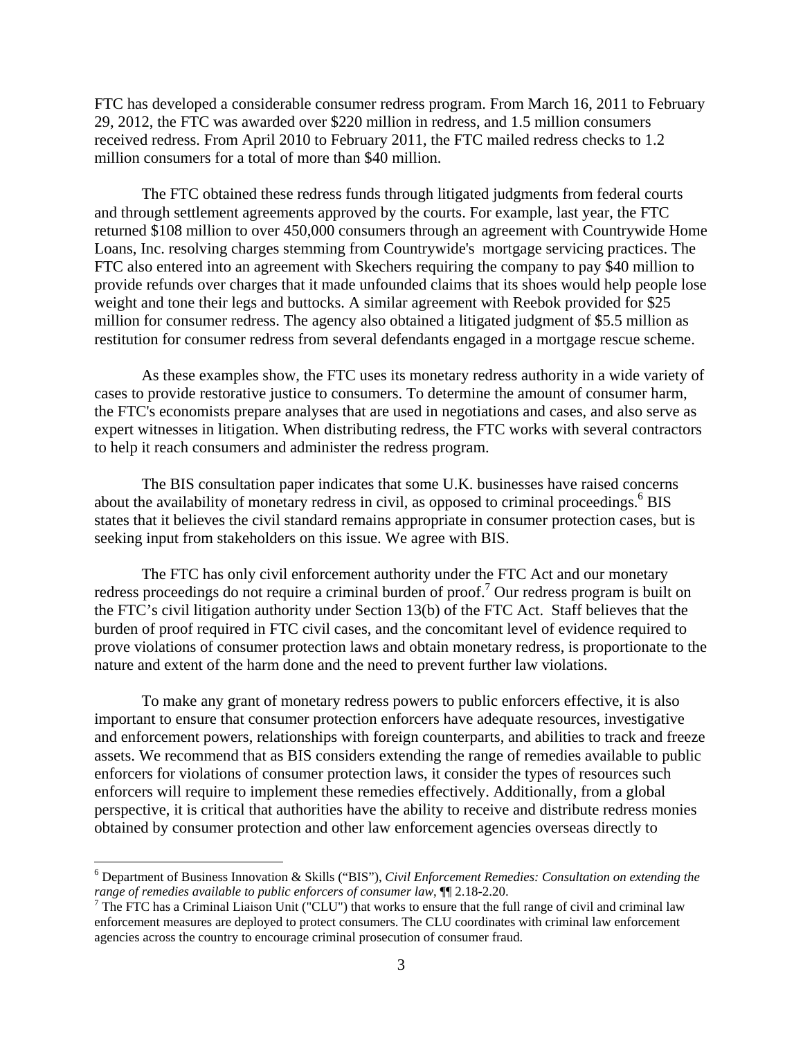FTC has developed a considerable consumer redress program. From March 16, 2011 to February 29, 2012, the FTC was awarded over $220 million in redress, and 1.5 million consumers received redress. From April 2010 to February 2011, the FTC mailed redress checks to 1.2 million consumers for a total of more than $40 million.

The FTC obtained these redress funds through litigated judgments from federal courts and through settlement agreements approved by the courts. For example, last year, the FTC returned $108 million to over 450,000 consumers through an agreement with Countrywide Home Loans, Inc. resolving charges stemming from Countrywide's mortgage servicing practices. The FTC also entered into an agreement with Skechers requiring the company to pay $40 million to provide refunds over charges that it made unfounded claims that its shoes would help people lose weight and tone their legs and buttocks. A similar agreement with Reebok provided for $25 million for consumer redress. The agency also obtained a litigated judgment of $5.5 million as restitution for consumer redress from several defendants engaged in a mortgage rescue scheme.

As these examples show, the FTC uses its monetary redress authority in a wide variety of cases to provide restorative justice to consumers. To determine the amount of consumer harm, the FTC's economists prepare analyses that are used in negotiations and cases, and also serve as expert witnesses in litigation. When distributing redress, the FTC works with several contractors to help it reach consumers and administer the redress program.

The BIS consultation paper indicates that some U.K. businesses have raised concerns about the availability of monetary redress in civil, as opposed to criminal proceedings.[6] BIS states that it believes the civil standard remains appropriate in consumer protection cases, but is seeking input from stakeholders on this issue. We agree with BIS.

The FTC has only civil enforcement authority under the FTC Act and our monetary redress proceedings do not require a criminal burden of proof.[7] Our redress program is built on the FTC's civil litigation authority under Section 13(b) of the FTC Act. Staff believes that the burden of proof required in FTC civil cases, and the concomitant level of evidence required to prove violations of consumer protection laws and obtain monetary redress, is proportionate to the nature and extent of the harm done and the need to prevent further law violations.

To make any grant of monetary redress powers to public enforcers effective, it is also important to ensure that consumer protection enforcers have adequate resources, investigative and enforcement powers, relationships with foreign counterparts, and abilities to track and freeze assets. We recommend that as BIS considers extending the range of remedies available to public enforcers for violations of consumer protection laws, it consider the types of resources such enforcers will require to implement these remedies effectively. Additionally, from a global perspective, it is critical that authorities have the ability to receive and distribute redress monies obtained by consumer protection and other law enforcement agencies overseas directly to

---

[6] Department of Business Innovation & Skills ("BIS"), *Civil Enforcement Remedies: Consultation on extending the range of remedies available to public enforcers of consumer law*, ¶¶ 2.18-2.20.

[7] The FTC has a Criminal Liaison Unit ("CLU") that works to ensure that the full range of civil and criminal law enforcement measures are deployed to protect consumers. The CLU coordinates with criminal law enforcement agencies across the country to encourage criminal prosecution of consumer fraud.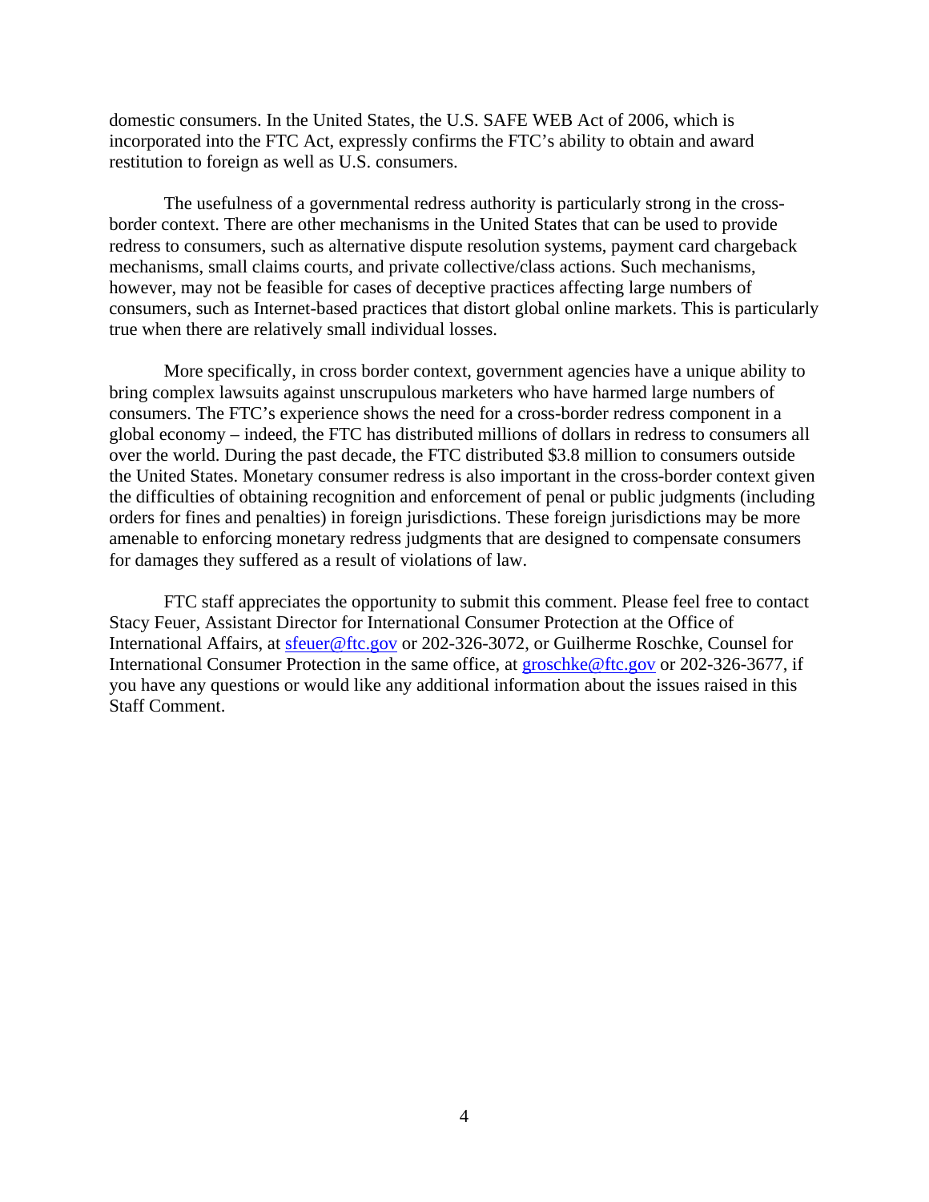domestic consumers. In the United States, the U.S. SAFE WEB Act of 2006, which is incorporated into the FTC Act, expressly confirms the FTC's ability to obtain and award restitution to foreign as well as U.S. consumers.

The usefulness of a governmental redress authority is particularly strong in the cross-border context. There are other mechanisms in the United States that can be used to provide redress to consumers, such as alternative dispute resolution systems, payment card chargeback mechanisms, small claims courts, and private collective/class actions. Such mechanisms, however, may not be feasible for cases of deceptive practices affecting large numbers of consumers, such as Internet-based practices that distort global online markets. This is particularly true when there are relatively small individual losses.

More specifically, in cross border context, government agencies have a unique ability to bring complex lawsuits against unscrupulous marketers who have harmed large numbers of consumers. The FTC's experience shows the need for a cross-border redress component in a global economy – indeed, the FTC has distributed millions of dollars in redress to consumers all over the world. During the past decade, the FTC distributed $3.8 million to consumers outside the United States. Monetary consumer redress is also important in the cross-border context given the difficulties of obtaining recognition and enforcement of penal or public judgments (including orders for fines and penalties) in foreign jurisdictions. These foreign jurisdictions may be more amenable to enforcing monetary redress judgments that are designed to compensate consumers for damages they suffered as a result of violations of law.

FTC staff appreciates the opportunity to submit this comment. Please feel free to contact Stacy Feuer, Assistant Director for International Consumer Protection at the Office of International Affairs, at [sfeuer@ftc.gov](mailto:sfeuer@ftc.gov) or 202-326-3072, or Guilherme Roschke, Counsel for International Consumer Protection in the same office, at [groschke@ftc.gov](mailto:groschke@ftc.gov) or 202-326-3677, if you have any questions or would like any additional information about the issues raised in this Staff Comment.